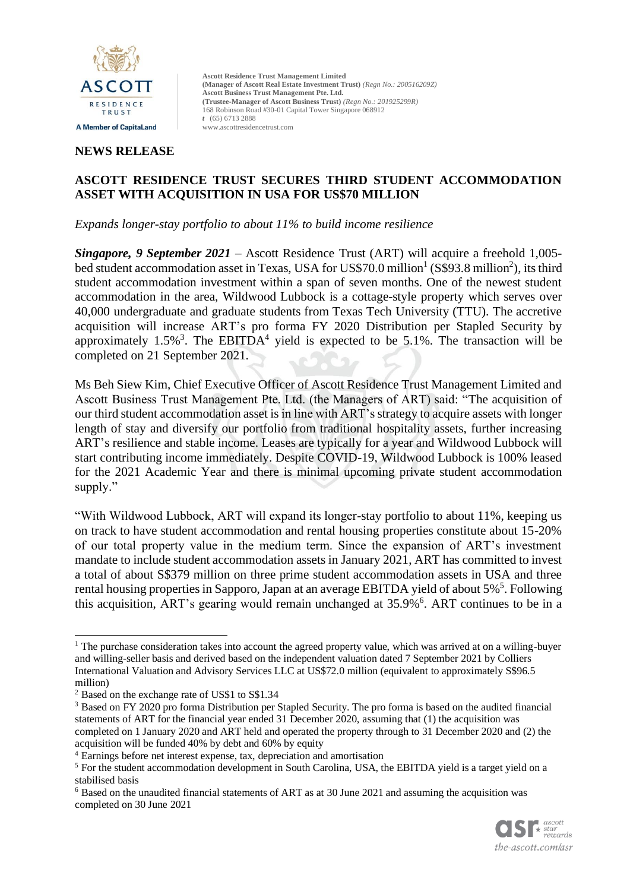**Ascott Residence Trust Management Limited**
**(Manager of Ascott Real Estate Investment Trust)** *(Regn No.: 200516209Z)*
**Ascott Business Trust Management Pte. Ltd.**
**(Trustee-Manager of Ascott Business Trust)** *(Regn No.: 201925299R)*
168 Robinson Road #30-01 Capital Tower Singapore 068912
*t* (65) 6713 2888
www.ascottresidencetrust.com

**NEWS RELEASE**

# ASCOTT RESIDENCE TRUST SECURES THIRD STUDENT ACCOMMODATION ASSET WITH ACQUISITION IN USA FOR US$70 MILLION

*Expands longer-stay portfolio to about 11% to build income resilience*

***Singapore, 9 September 2021*** – Ascott Residence Trust (ART) will acquire a freehold 1,005-bed student accommodation asset in Texas, USA for US$70.0 million[1] (S$93.8 million[2]), its third student accommodation investment within a span of seven months. One of the newest student accommodation in the area, Wildwood Lubbock is a cottage-style property which serves over 40,000 undergraduate and graduate students from Texas Tech University (TTU). The accretive acquisition will increase ART's pro forma FY 2020 Distribution per Stapled Security by approximately 1.5%[3]. The EBITDA[4] yield is expected to be 5.1%. The transaction will be completed on 21 September 2021.

Ms Beh Siew Kim, Chief Executive Officer of Ascott Residence Trust Management Limited and Ascott Business Trust Management Pte. Ltd. (the Managers of ART) said: "The acquisition of our third student accommodation asset is in line with ART's strategy to acquire assets with longer length of stay and diversify our portfolio from traditional hospitality assets, further increasing ART's resilience and stable income. Leases are typically for a year and Wildwood Lubbock will start contributing income immediately. Despite COVID-19, Wildwood Lubbock is 100% leased for the 2021 Academic Year and there is minimal upcoming private student accommodation supply."

"With Wildwood Lubbock, ART will expand its longer-stay portfolio to about 11%, keeping us on track to have student accommodation and rental housing properties constitute about 15-20% of our total property value in the medium term. Since the expansion of ART's investment mandate to include student accommodation assets in January 2021, ART has committed to invest a total of about S$379 million on three prime student accommodation assets in USA and three rental housing properties in Sapporo, Japan at an average EBITDA yield of about 5%[5]. Following this acquisition, ART's gearing would remain unchanged at 35.9%[6]. ART continues to be in a

---

[1] The purchase consideration takes into account the agreed property value, which was arrived at on a willing-buyer and willing-seller basis and derived based on the independent valuation dated 7 September 2021 by Colliers International Valuation and Advisory Services LLC at US$72.0 million (equivalent to approximately S$96.5 million)

[2] Based on the exchange rate of US$1 to S$1.34

[3] Based on FY 2020 pro forma Distribution per Stapled Security. The pro forma is based on the audited financial statements of ART for the financial year ended 31 December 2020, assuming that (1) the acquisition was completed on 1 January 2020 and ART held and operated the property through to 31 December 2020 and (2) the acquisition will be funded 40% by debt and 60% by equity

[4] Earnings before net interest expense, tax, depreciation and amortisation

[5] For the student accommodation development in South Carolina, USA, the EBITDA yield is a target yield on a stabilised basis

[6] Based on the unaudited financial statements of ART as at 30 June 2021 and assuming the acquisition was completed on 30 June 2021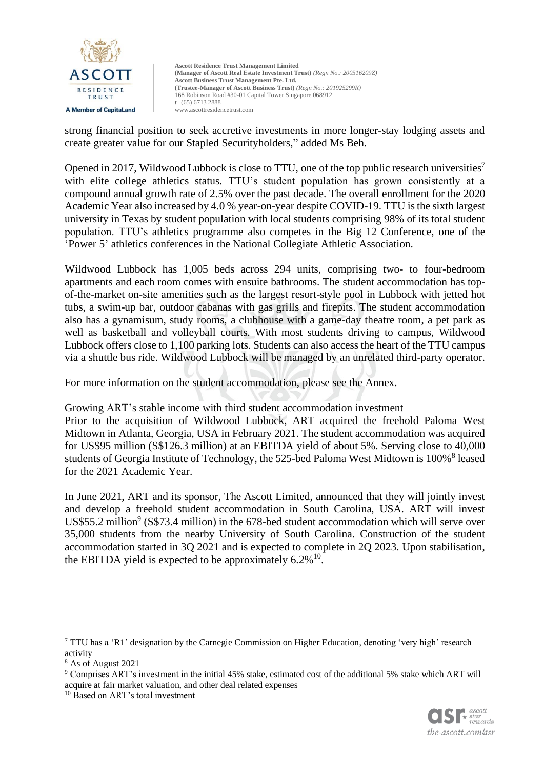strong financial position to seek accretive investments in more longer-stay lodging assets and create greater value for our Stapled Securityholders," added Ms Beh.

Opened in 2017, Wildwood Lubbock is close to TTU, one of the top public research universities[7] with elite college athletics status. TTU's student population has grown consistently at a compound annual growth rate of 2.5% over the past decade. The overall enrollment for the 2020 Academic Year also increased by 4.0 % year-on-year despite COVID-19. TTU is the sixth largest university in Texas by student population with local students comprising 98% of its total student population. TTU's athletics programme also competes in the Big 12 Conference, one of the 'Power 5' athletics conferences in the National Collegiate Athletic Association.

Wildwood Lubbock has 1,005 beds across 294 units, comprising two- to four-bedroom apartments and each room comes with ensuite bathrooms. The student accommodation has top-of-the-market on-site amenities such as the largest resort-style pool in Lubbock with jetted hot tubs, a swim-up bar, outdoor cabanas with gas grills and firepits. The student accommodation also has a gynamisum, study rooms, a clubhouse with a game-day theatre room, a pet park as well as basketball and volleyball courts. With most students driving to campus, Wildwood Lubbock offers close to 1,100 parking lots. Students can also access the heart of the TTU campus via a shuttle bus ride. Wildwood Lubbock will be managed by an unrelated third-party operator.

For more information on the student accommodation, please see the Annex.

<u>Growing ART's stable income with third student accommodation investment</u>

Prior to the acquisition of Wildwood Lubbock, ART acquired the freehold Paloma West Midtown in Atlanta, Georgia, USA in February 2021. The student accommodation was acquired for US$95 million (S$126.3 million) at an EBITDA yield of about 5%. Serving close to 40,000 students of Georgia Institute of Technology, the 525-bed Paloma West Midtown is 100%[8] leased for the 2021 Academic Year.

In June 2021, ART and its sponsor, The Ascott Limited, announced that they will jointly invest and develop a freehold student accommodation in South Carolina, USA. ART will invest US$55.2 million[9] (S$73.4 million) in the 678-bed student accommodation which will serve over 35,000 students from the nearby University of South Carolina. Construction of the student accommodation started in 3Q 2021 and is expected to complete in 2Q 2023. Upon stabilisation, the EBITDA yield is expected to be approximately 6.2%[10].

---

[7] TTU has a 'R1' designation by the Carnegie Commission on Higher Education, denoting 'very high' research activity

[8] As of August 2021

[9] Comprises ART's investment in the initial 45% stake, estimated cost of the additional 5% stake which ART will acquire at fair market valuation, and other deal related expenses

[10] Based on ART's total investment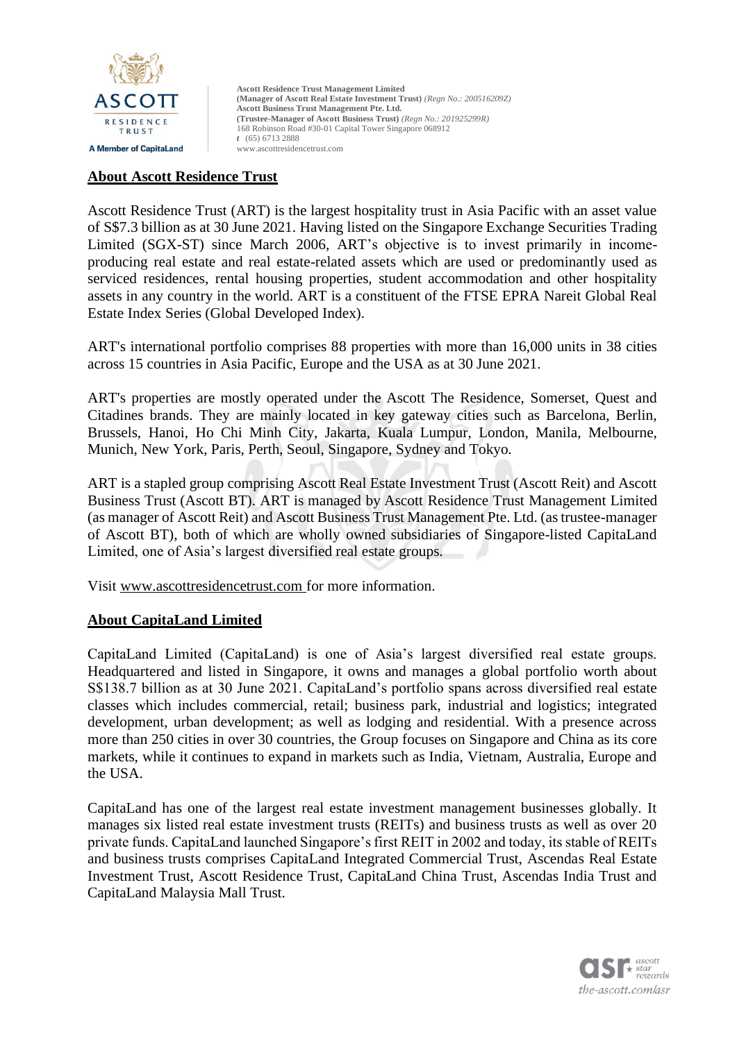## About Ascott Residence Trust

Ascott Residence Trust (ART) is the largest hospitality trust in Asia Pacific with an asset value of S$7.3 billion as at 30 June 2021. Having listed on the Singapore Exchange Securities Trading Limited (SGX-ST) since March 2006, ART's objective is to invest primarily in income-producing real estate and real estate-related assets which are used or predominantly used as serviced residences, rental housing properties, student accommodation and other hospitality assets in any country in the world. ART is a constituent of the FTSE EPRA Nareit Global Real Estate Index Series (Global Developed Index).

ART's international portfolio comprises 88 properties with more than 16,000 units in 38 cities across 15 countries in Asia Pacific, Europe and the USA as at 30 June 2021.

ART's properties are mostly operated under the Ascott The Residence, Somerset, Quest and Citadines brands. They are mainly located in key gateway cities such as Barcelona, Berlin, Brussels, Hanoi, Ho Chi Minh City, Jakarta, Kuala Lumpur, London, Manila, Melbourne, Munich, New York, Paris, Perth, Seoul, Singapore, Sydney and Tokyo.

ART is a stapled group comprising Ascott Real Estate Investment Trust (Ascott Reit) and Ascott Business Trust (Ascott BT). ART is managed by Ascott Residence Trust Management Limited (as manager of Ascott Reit) and Ascott Business Trust Management Pte. Ltd. (as trustee-manager of Ascott BT), both of which are wholly owned subsidiaries of Singapore-listed CapitaLand Limited, one of Asia's largest diversified real estate groups.

Visit www.ascottresidencetrust.com for more information.

## About CapitaLand Limited

CapitaLand Limited (CapitaLand) is one of Asia's largest diversified real estate groups. Headquartered and listed in Singapore, it owns and manages a global portfolio worth about S$138.7 billion as at 30 June 2021. CapitaLand's portfolio spans across diversified real estate classes which includes commercial, retail; business park, industrial and logistics; integrated development, urban development; as well as lodging and residential. With a presence across more than 250 cities in over 30 countries, the Group focuses on Singapore and China as its core markets, while it continues to expand in markets such as India, Vietnam, Australia, Europe and the USA.

CapitaLand has one of the largest real estate investment management businesses globally. It manages six listed real estate investment trusts (REITs) and business trusts as well as over 20 private funds. CapitaLand launched Singapore's first REIT in 2002 and today, its stable of REITs and business trusts comprises CapitaLand Integrated Commercial Trust, Ascendas Real Estate Investment Trust, Ascott Residence Trust, CapitaLand China Trust, Ascendas India Trust and CapitaLand Malaysia Mall Trust.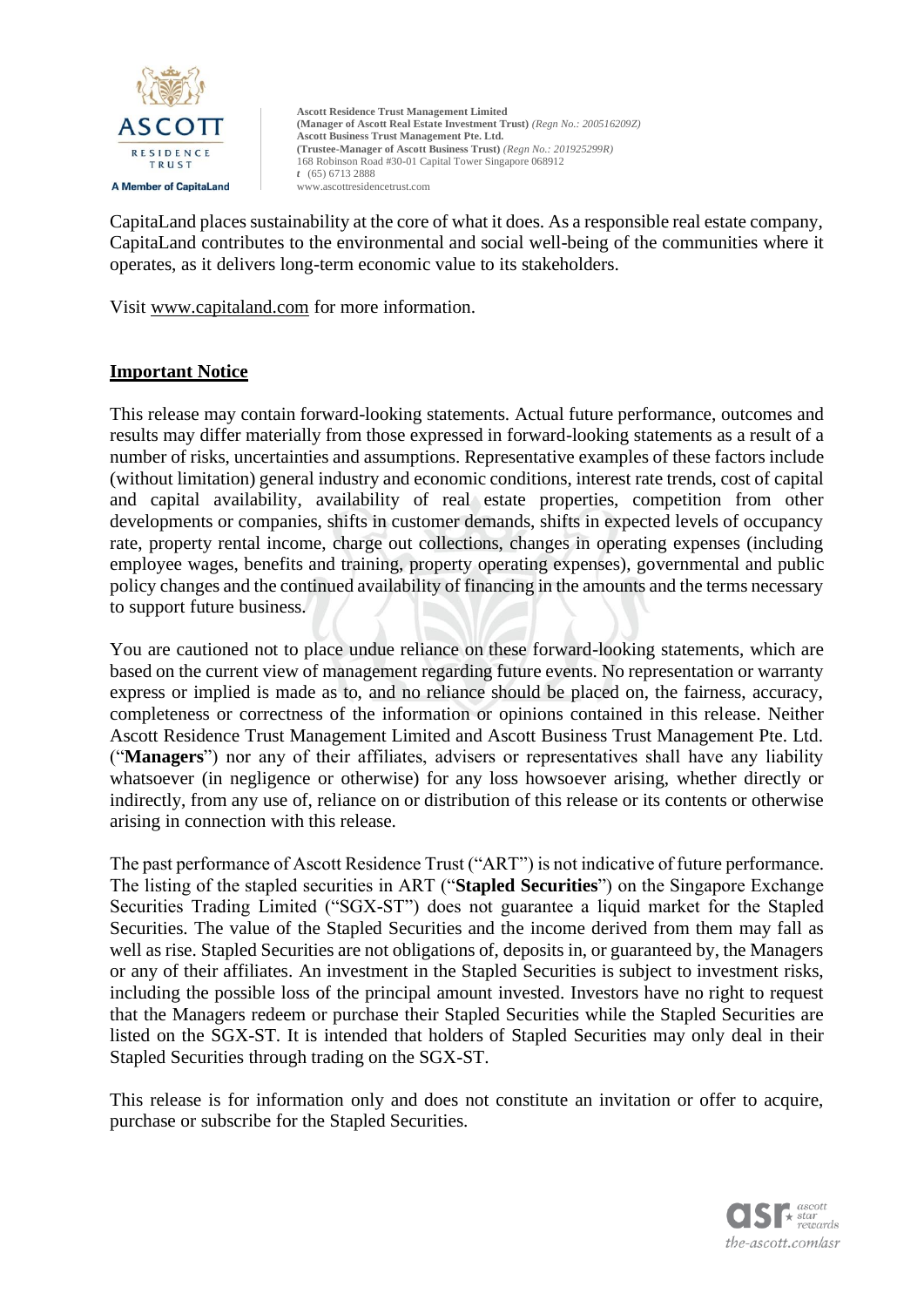CapitaLand places sustainability at the core of what it does. As a responsible real estate company, CapitaLand contributes to the environmental and social well-being of the communities where it operates, as it delivers long-term economic value to its stakeholders.

Visit www.capitaland.com for more information.

## Important Notice

This release may contain forward-looking statements. Actual future performance, outcomes and results may differ materially from those expressed in forward-looking statements as a result of a number of risks, uncertainties and assumptions. Representative examples of these factors include (without limitation) general industry and economic conditions, interest rate trends, cost of capital and capital availability, availability of real estate properties, competition from other developments or companies, shifts in customer demands, shifts in expected levels of occupancy rate, property rental income, charge out collections, changes in operating expenses (including employee wages, benefits and training, property operating expenses), governmental and public policy changes and the continued availability of financing in the amounts and the terms necessary to support future business.

You are cautioned not to place undue reliance on these forward-looking statements, which are based on the current view of management regarding future events. No representation or warranty express or implied is made as to, and no reliance should be placed on, the fairness, accuracy, completeness or correctness of the information or opinions contained in this release. Neither Ascott Residence Trust Management Limited and Ascott Business Trust Management Pte. Ltd. ("**Managers**") nor any of their affiliates, advisers or representatives shall have any liability whatsoever (in negligence or otherwise) for any loss howsoever arising, whether directly or indirectly, from any use of, reliance on or distribution of this release or its contents or otherwise arising in connection with this release.

The past performance of Ascott Residence Trust ("ART") is not indicative of future performance. The listing of the stapled securities in ART ("**Stapled Securities**") on the Singapore Exchange Securities Trading Limited ("SGX-ST") does not guarantee a liquid market for the Stapled Securities. The value of the Stapled Securities and the income derived from them may fall as well as rise. Stapled Securities are not obligations of, deposits in, or guaranteed by, the Managers or any of their affiliates. An investment in the Stapled Securities is subject to investment risks, including the possible loss of the principal amount invested. Investors have no right to request that the Managers redeem or purchase their Stapled Securities while the Stapled Securities are listed on the SGX-ST. It is intended that holders of Stapled Securities may only deal in their Stapled Securities through trading on the SGX-ST.

This release is for information only and does not constitute an invitation or offer to acquire, purchase or subscribe for the Stapled Securities.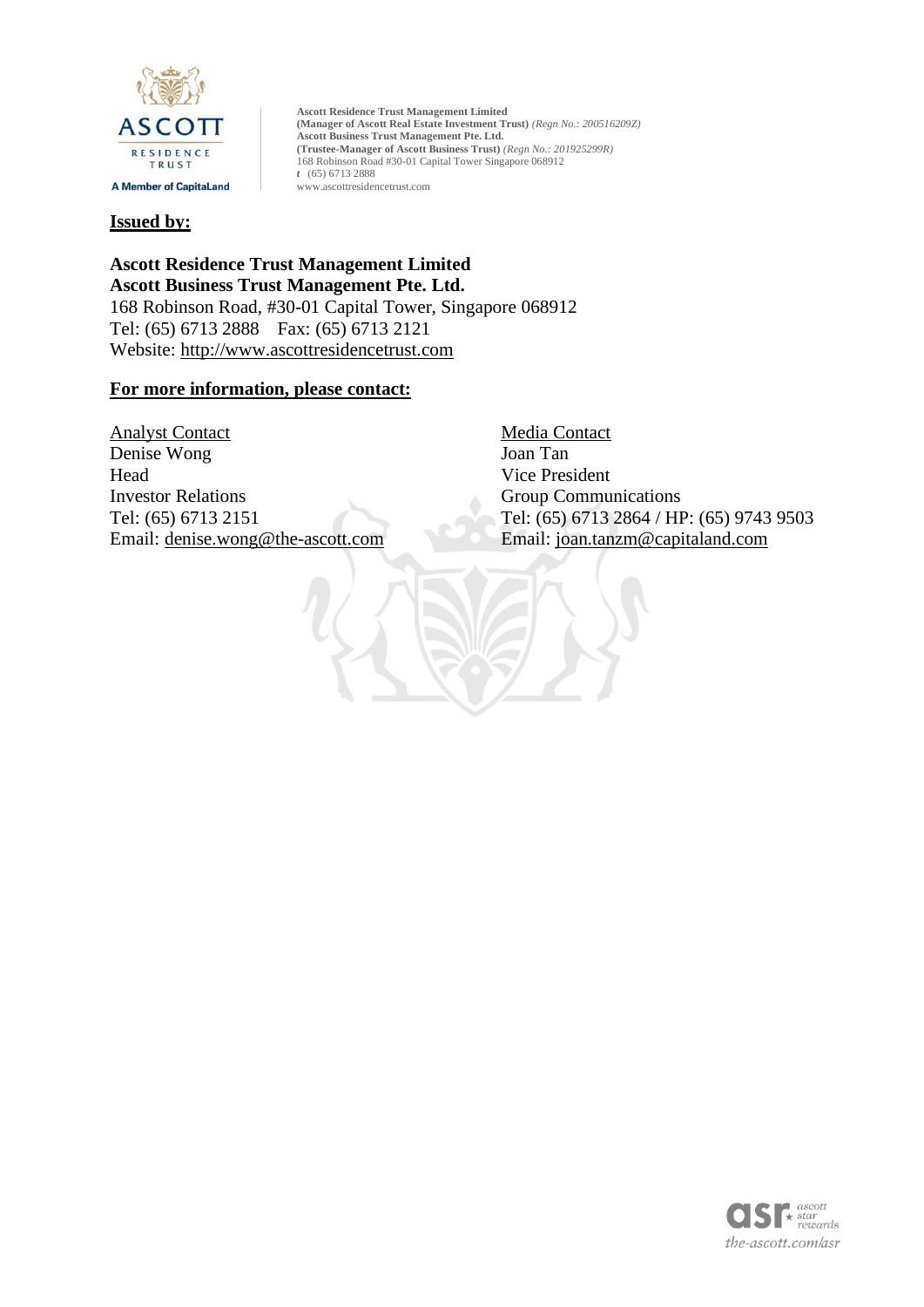**Issued by:**

**Ascott Residence Trust Management Limited**
**Ascott Business Trust Management Pte. Ltd.**
168 Robinson Road, #30-01 Capital Tower, Singapore 068912
Tel: (65) 6713 2888 Fax: (65) 6713 2121
Website: http://www.ascottresidencetrust.com

**For more information, please contact:**

Analyst Contact
Denise Wong
Head
Investor Relations
Tel: (65) 6713 2151
Email: denise.wong@the-ascott.com

Media Contact
Joan Tan
Vice President
Group Communications
Tel: (65) 6713 2864 / HP: (65) 9743 9503
Email: joan.tanzm@capitaland.com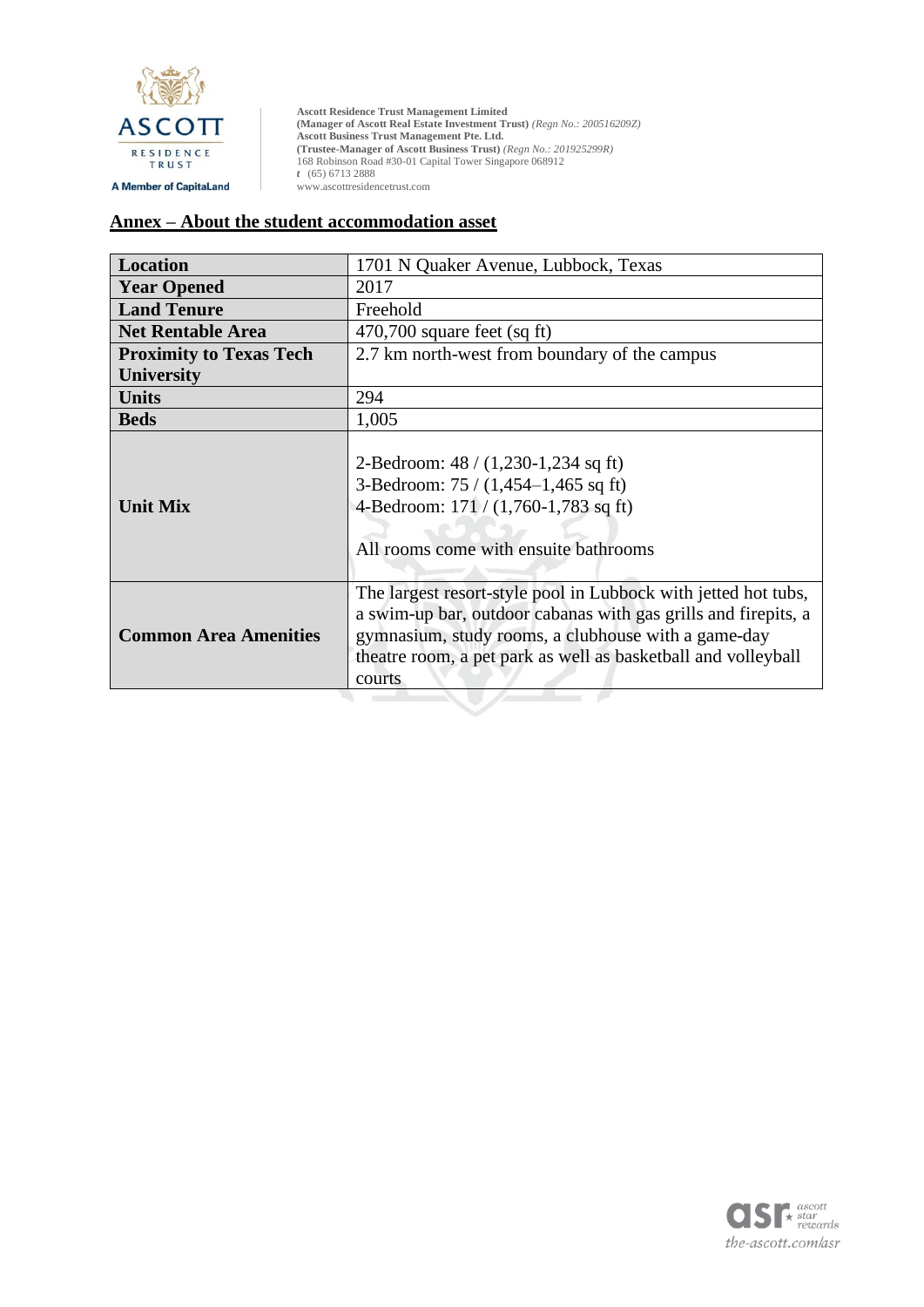Ascott Residence Trust Management Limited
(Manager of Ascott Real Estate Investment Trust) *(Regn No.: 200516209Z)*
Ascott Business Trust Management Pte. Ltd.
(Trustee-Manager of Ascott Business Trust) *(Regn No.: 201925299R)*
168 Robinson Road #30-01 Capital Tower Singapore 068912
*t* (65) 6713 2888
www.ascottresidencetrust.com

## Annex – About the student accommodation asset

| | |
|---|---|
| **Location** | 1701 N Quaker Avenue, Lubbock, Texas |
| **Year Opened** | 2017 |
| **Land Tenure** | Freehold |
| **Net Rentable Area** | 470,700 square feet (sq ft) |
| **Proximity to Texas Tech University** | 2.7 km north-west from boundary of the campus |
| **Units** | 294 |
| **Beds** | 1,005 |
| **Unit Mix** | 2-Bedroom: 48 / (1,230-1,234 sq ft)<br>3-Bedroom: 75 / (1,454–1,465 sq ft)<br>4-Bedroom: 171 / (1,760-1,783 sq ft)<br><br>All rooms come with ensuite bathrooms |
| **Common Area Amenities** | The largest resort-style pool in Lubbock with jetted hot tubs, a swim-up bar, outdoor cabanas with gas grills and firepits, a gymnasium, study rooms, a clubhouse with a game-day theatre room, a pet park as well as basketball and volleyball courts |